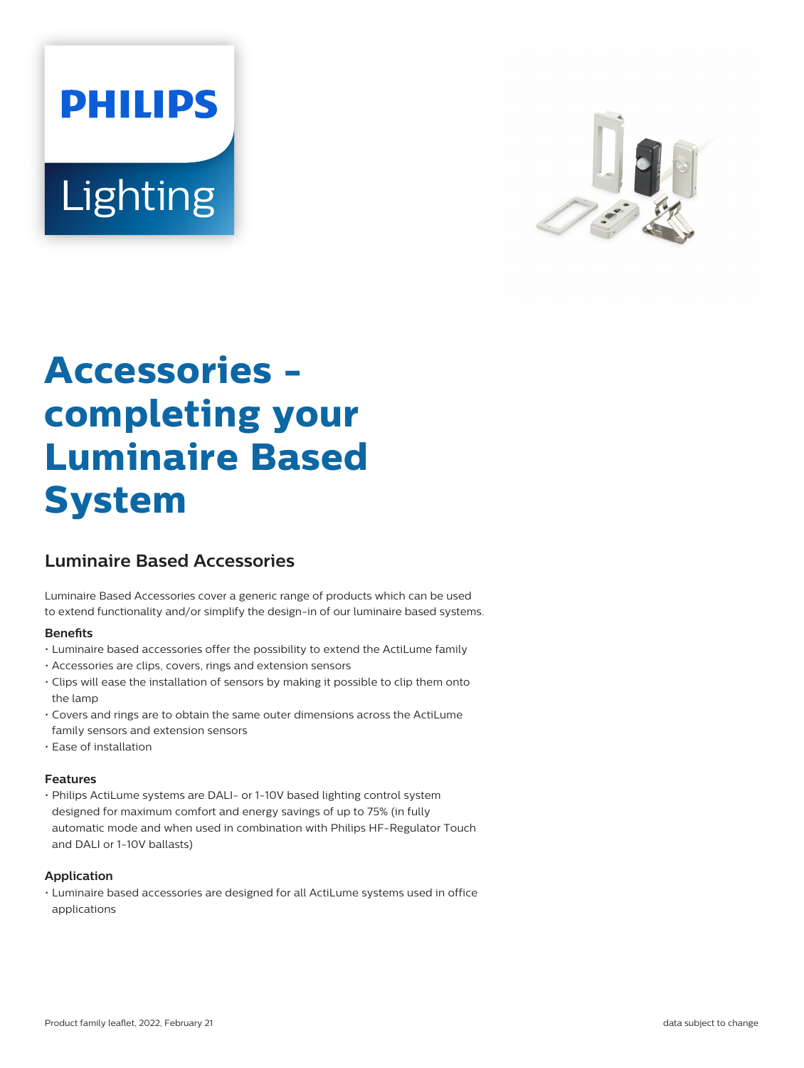# Accessories - completing your Luminaire Based System

## Luminaire Based Accessories

Luminaire Based Accessories cover a generic range of products which can be used to extend functionality and/or simplify the design-in of our luminaire based systems.

### Benefits

- Luminaire based accessories offer the possibility to extend the ActiLume family
- Accessories are clips, covers, rings and extension sensors
- Clips will ease the installation of sensors by making it possible to clip them onto the lamp
- Covers and rings are to obtain the same outer dimensions across the ActiLume family sensors and extension sensors
- Ease of installation

### Features

- Philips ActiLume systems are DALI- or 1-10V based lighting control system designed for maximum comfort and energy savings of up to 75% (in fully automatic mode and when used in combination with Philips HF-Regulator Touch and DALI or 1-10V ballasts)

### Application

- Luminaire based accessories are designed for all ActiLume systems used in office applications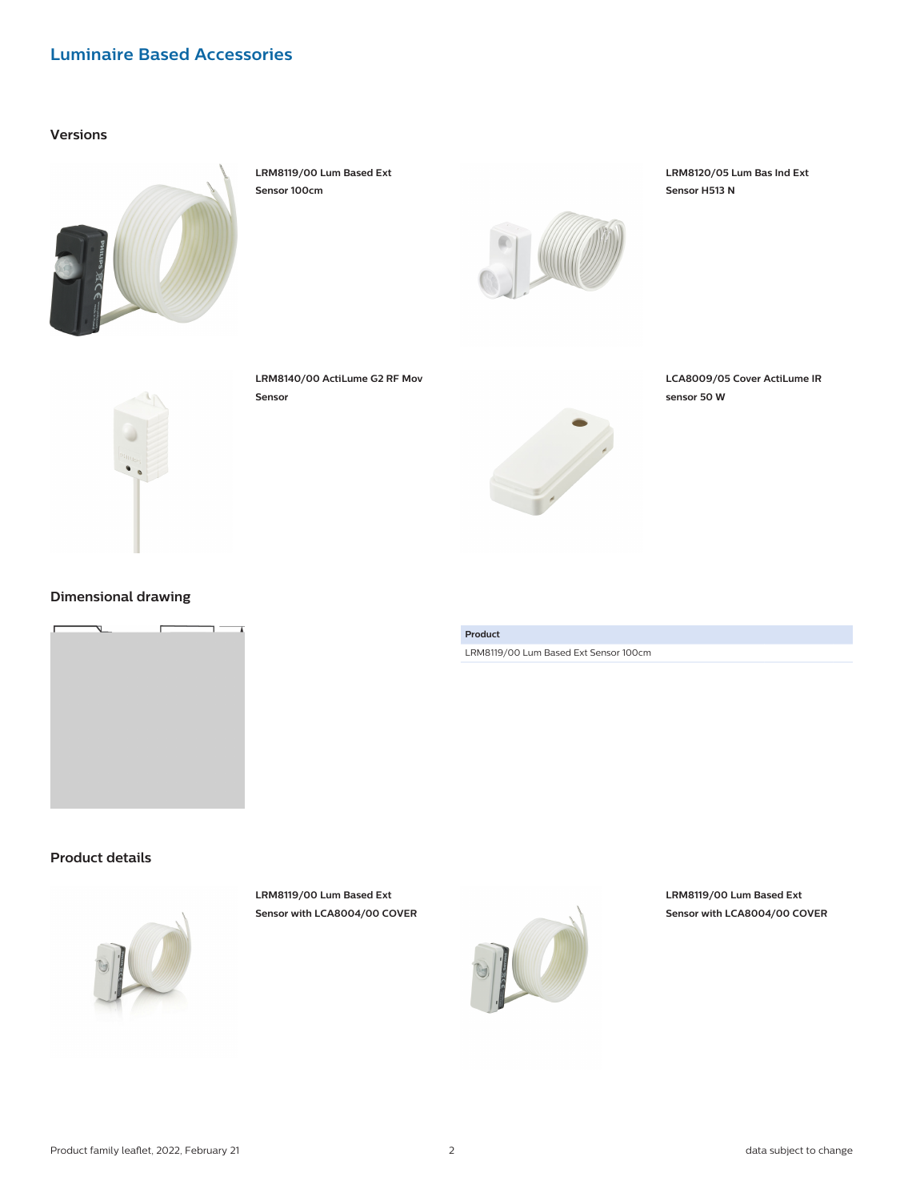# Luminaire Based Accessories

## Versions

**LRM8119/00 Lum Based Ext Sensor 100cm**

**LRM8120/05 Lum Bas Ind Ext Sensor H513 N**

**LRM8140/00 ActiLume G2 RF Mov Sensor**

**LCA8009/05 Cover ActiLume IR sensor 50 W**

## Dimensional drawing

| Product |
|---|
| LRM8119/00 Lum Based Ext Sensor 100cm |

## Product details

**LRM8119/00 Lum Based Ext Sensor with LCA8004/00 COVER**

**LRM8119/00 Lum Based Ext Sensor with LCA8004/00 COVER**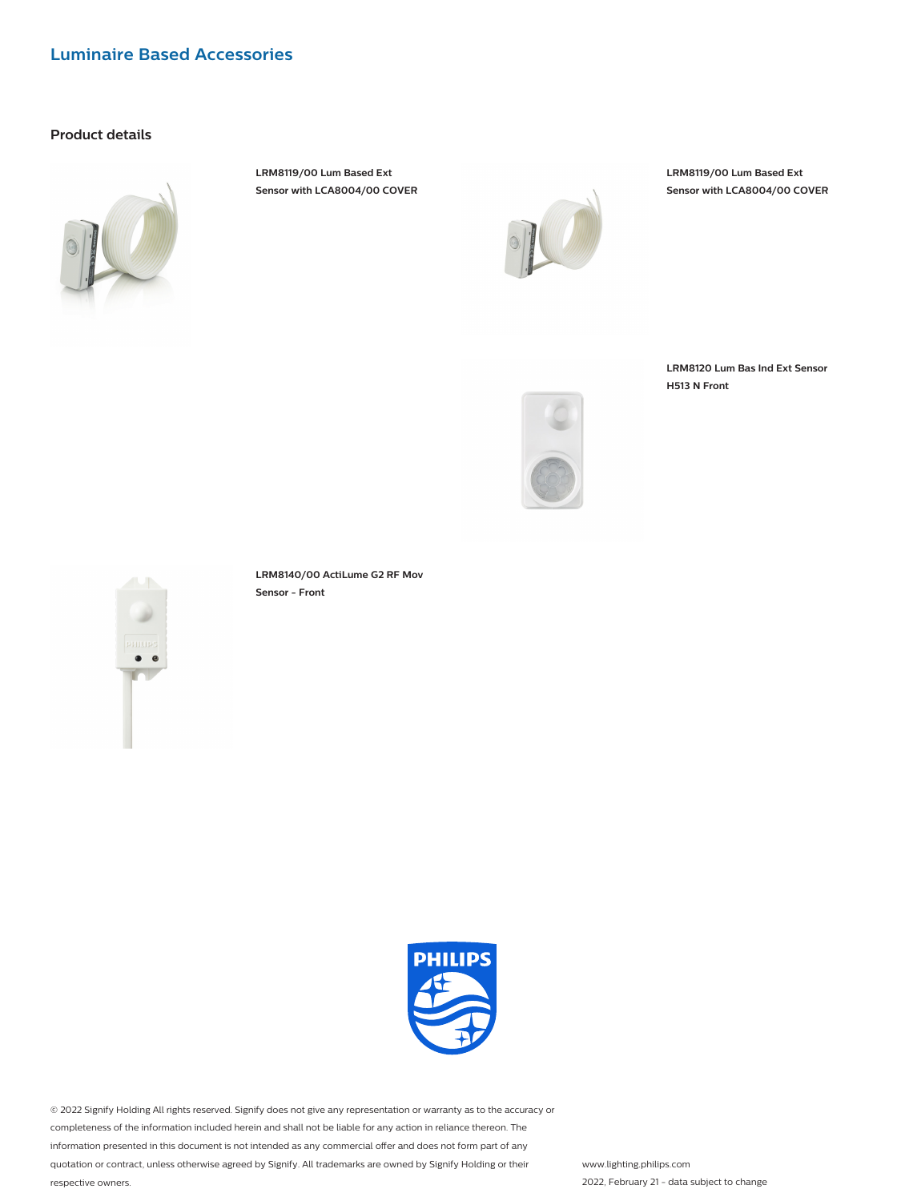## Luminaire Based Accessories

### Product details

**LRM8119/00 Lum Based Ext Sensor with LCA8004/00 COVER**

**LRM8119/00 Lum Based Ext Sensor with LCA8004/00 COVER**

**LRM8120 Lum Bas Ind Ext Sensor H513 N Front**

**LRM8140/00 ActiLume G2 RF Mov Sensor - Front**

© 2022 Signify Holding All rights reserved. Signify does not give any representation or warranty as to the accuracy or completeness of the information included herein and shall not be liable for any action in reliance thereon. The information presented in this document is not intended as any commercial offer and does not form part of any quotation or contract, unless otherwise agreed by Signify. All trademarks are owned by Signify Holding or their respective owners.

www.lighting.philips.com

2022, February 21 - data subject to change